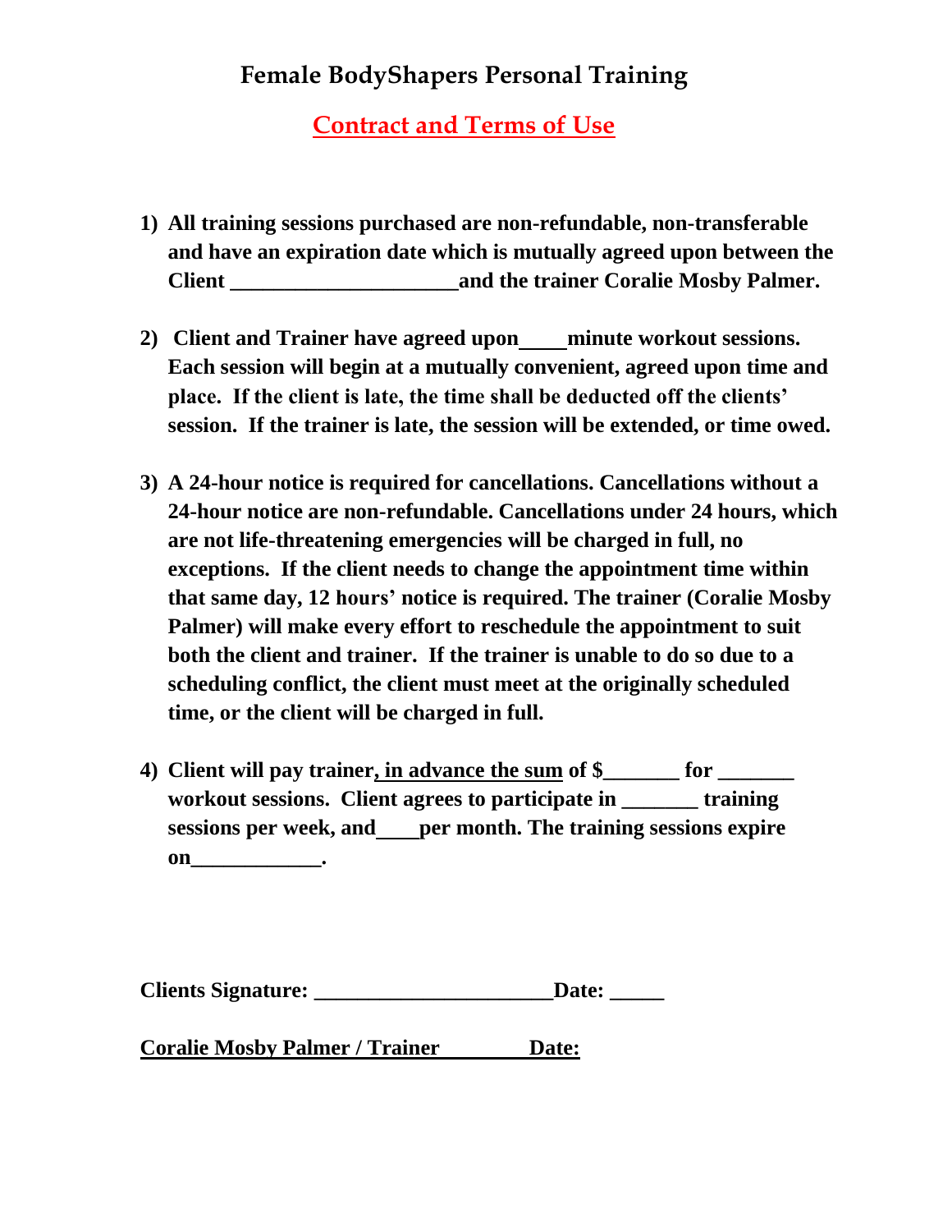# Female BodyShapers Personal Training

## Contract and Terms of Use

1) **All training sessions purchased are non-refundable, non-transferable and have an expiration date which is mutually agreed upon between the Client _____________________ and the trainer Coralie Mosby Palmer.**

2) **Client and Trainer have agreed upon ____ minute workout sessions. Each session will begin at a mutually convenient, agreed upon time and place. If the client is late, the time shall be deducted off the clients' session. If the trainer is late, the session will be extended, or time owed.**

3) **A 24-hour notice is required for cancellations. Cancellations without a 24-hour notice are non-refundable. Cancellations under 24 hours, which are not life-threatening emergencies will be charged in full, no exceptions. If the client needs to change the appointment time within that same day, 12 hours' notice is required. The trainer (Coralie Mosby Palmer) will make every effort to reschedule the appointment to suit both the client and trainer. If the trainer is unable to do so due to a scheduling conflict, the client must meet at the originally scheduled time, or the client will be charged in full.**

4) **Client will pay trainer, in advance the sum of $_______ for _______ workout sessions. Client agrees to participate in _______ training sessions per week, and ____ per month. The training sessions expire on____________.**

**Clients Signature: ______________________ Date: _____**

**Coralie Mosby Palmer / Trainer Date:**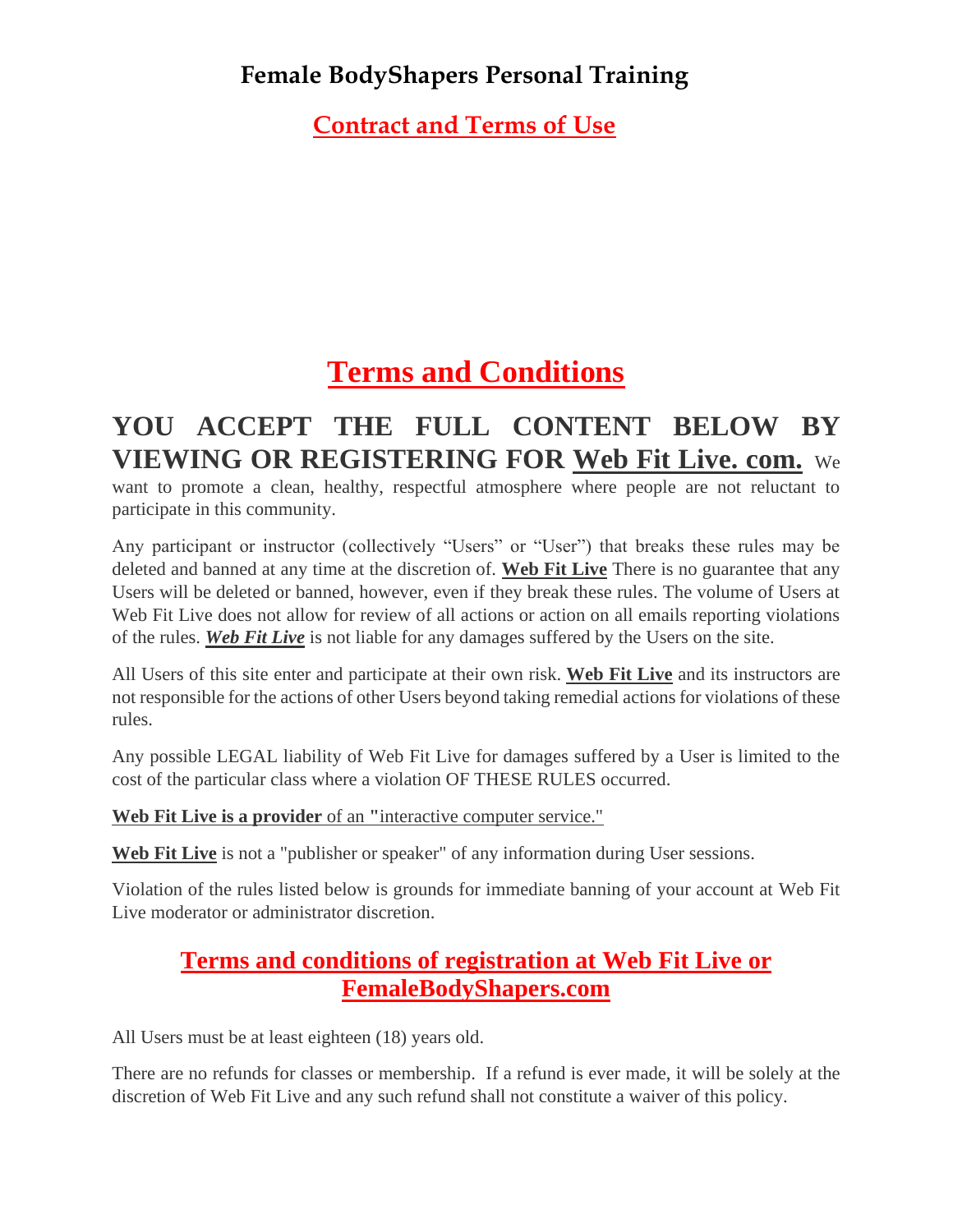# Female BodyShapers Personal Training

## Contract and Terms of Use

# Terms and Conditions

## YOU ACCEPT THE FULL CONTENT BELOW BY VIEWING OR REGISTERING FOR Web Fit Live. com.

We want to promote a clean, healthy, respectful atmosphere where people are not reluctant to participate in this community.

Any participant or instructor (collectively "Users" or "User") that breaks these rules may be deleted and banned at any time at the discretion of. **Web Fit Live** There is no guarantee that any Users will be deleted or banned, however, even if they break these rules. The volume of Users at Web Fit Live does not allow for review of all actions or action on all emails reporting violations of the rules. ***Web Fit Live*** is not liable for any damages suffered by the Users on the site.

All Users of this site enter and participate at their own risk. **Web Fit Live** and its instructors are not responsible for the actions of other Users beyond taking remedial actions for violations of these rules.

Any possible LEGAL liability of Web Fit Live for damages suffered by a User is limited to the cost of the particular class where a violation OF THESE RULES occurred.

**Web Fit Live is a provider** of an **"**interactive computer service."

**Web Fit Live** is not a "publisher or speaker" of any information during User sessions.

Violation of the rules listed below is grounds for immediate banning of your account at Web Fit Live moderator or administrator discretion.

## Terms and conditions of registration at Web Fit Live or FemaleBodyShapers.com

All Users must be at least eighteen (18) years old.

There are no refunds for classes or membership. If a refund is ever made, it will be solely at the discretion of Web Fit Live and any such refund shall not constitute a waiver of this policy.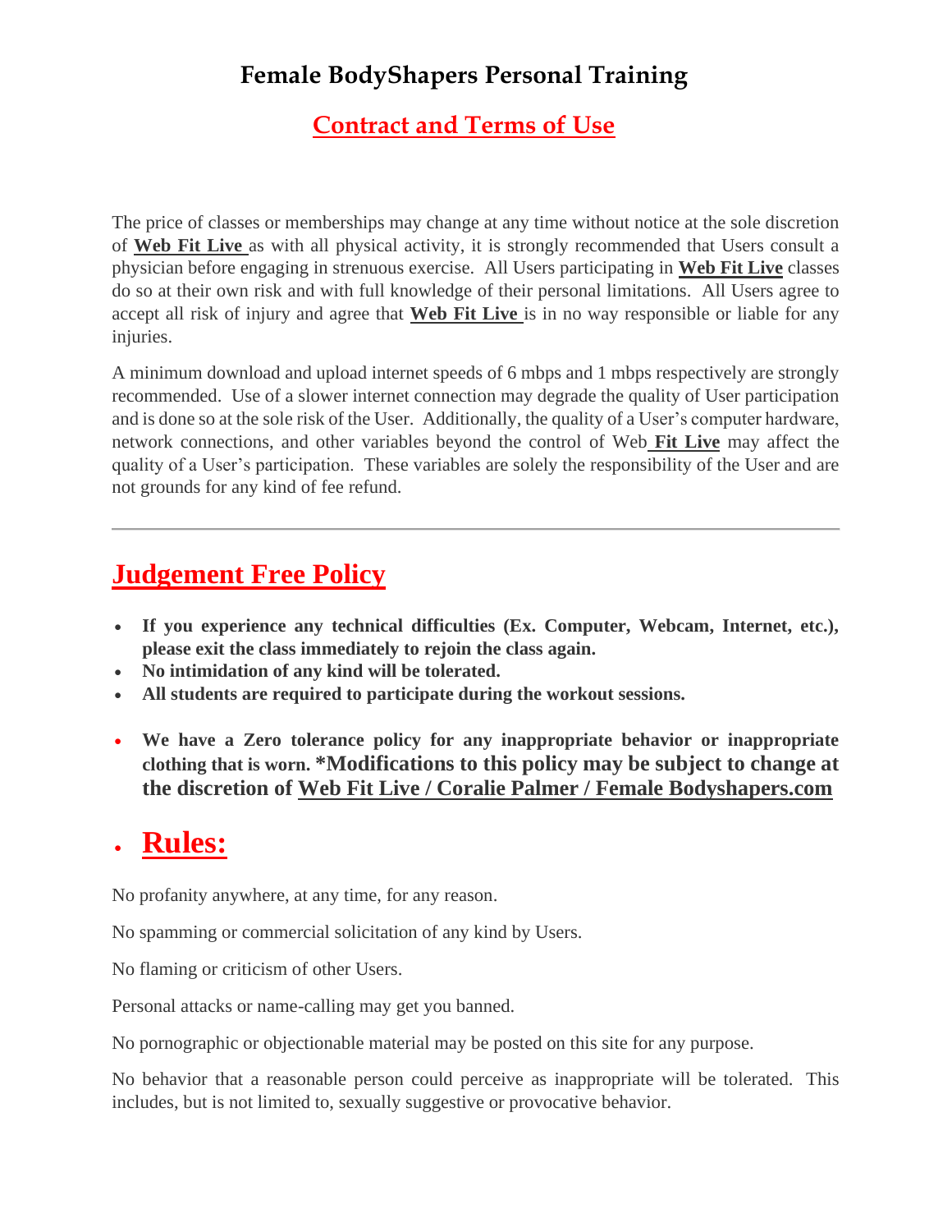# Female BodyShapers Personal Training

## Contract and Terms of Use

The price of classes or memberships may change at any time without notice at the sole discretion of **Web Fit Live** as with all physical activity, it is strongly recommended that Users consult a physician before engaging in strenuous exercise. All Users participating in **Web Fit Live** classes do so at their own risk and with full knowledge of their personal limitations. All Users agree to accept all risk of injury and agree that **Web Fit Live** is in no way responsible or liable for any injuries.

A minimum download and upload internet speeds of 6 mbps and 1 mbps respectively are strongly recommended. Use of a slower internet connection may degrade the quality of User participation and is done so at the sole risk of the User. Additionally, the quality of a User's computer hardware, network connections, and other variables beyond the control of Web **Fit Live** may affect the quality of a User's participation. These variables are solely the responsibility of the User and are not grounds for any kind of fee refund.

---

## Judgement Free Policy

- **If you experience any technical difficulties (Ex. Computer, Webcam, Internet, etc.), please exit the class immediately to rejoin the class again.**
- **No intimidation of any kind will be tolerated.**
- **All students are required to participate during the workout sessions.**

- **We have a Zero tolerance policy for any inappropriate behavior or inappropriate clothing that is worn. *Modifications to this policy may be subject to change at the discretion of Web Fit Live / Coralie Palmer / Female Bodyshapers.com**

- ## Rules:

No profanity anywhere, at any time, for any reason.

No spamming or commercial solicitation of any kind by Users.

No flaming or criticism of other Users.

Personal attacks or name-calling may get you banned.

No pornographic or objectionable material may be posted on this site for any purpose.

No behavior that a reasonable person could perceive as inappropriate will be tolerated. This includes, but is not limited to, sexually suggestive or provocative behavior.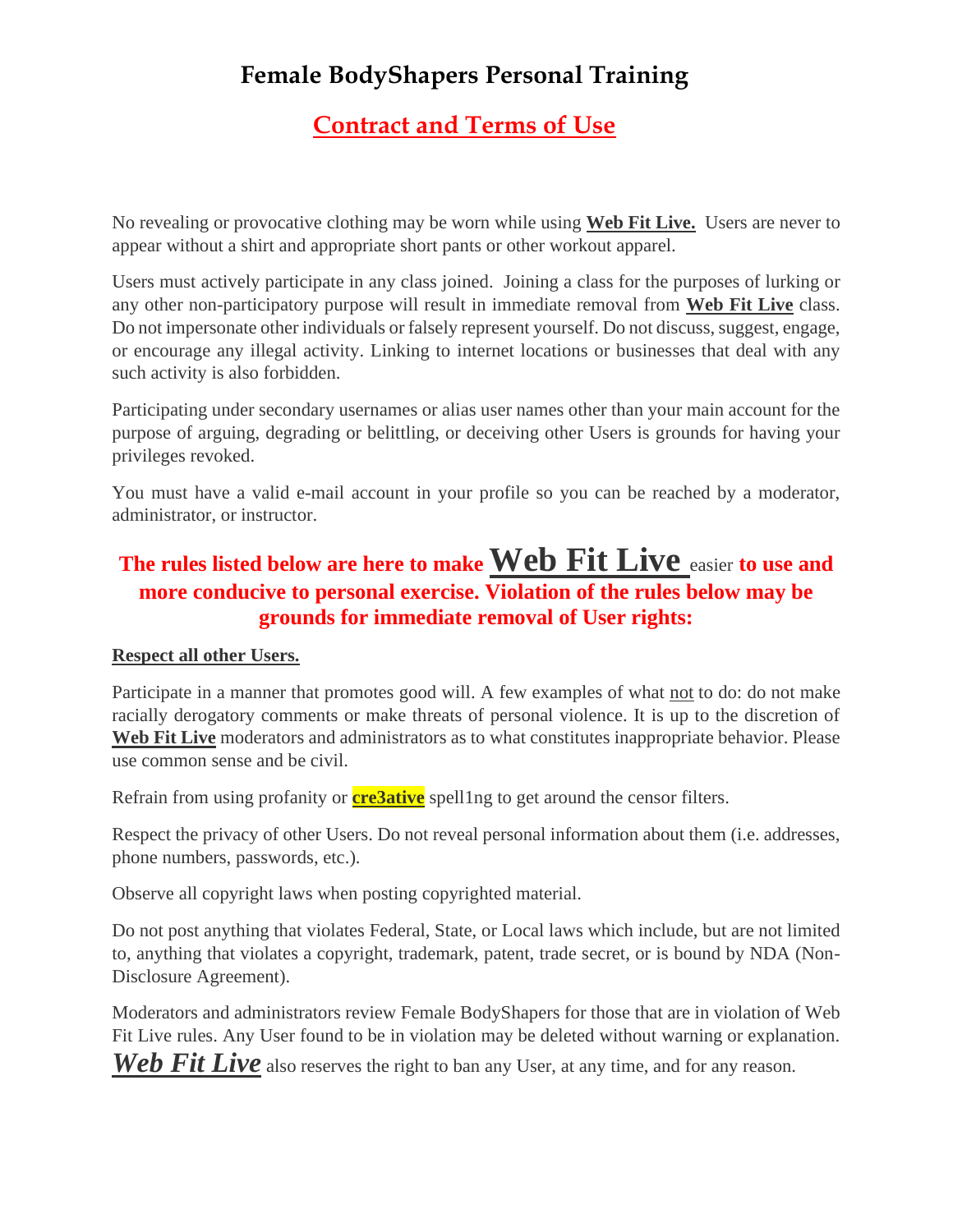# Female BodyShapers Personal Training

## Contract and Terms of Use

No revealing or provocative clothing may be worn while using **Web Fit Live.** Users are never to appear without a shirt and appropriate short pants or other workout apparel.

Users must actively participate in any class joined. Joining a class for the purposes of lurking or any other non-participatory purpose will result in immediate removal from **Web Fit Live** class. Do not impersonate other individuals or falsely represent yourself. Do not discuss, suggest, engage, or encourage any illegal activity. Linking to internet locations or businesses that deal with any such activity is also forbidden.

Participating under secondary usernames or alias user names other than your main account for the purpose of arguing, degrading or belittling, or deceiving other Users is grounds for having your privileges revoked.

You must have a valid e-mail account in your profile so you can be reached by a moderator, administrator, or instructor.

### The rules listed below are here to make Web Fit Live easier to use and more conducive to personal exercise. Violation of the rules below may be grounds for immediate removal of User rights:

**Respect all other Users.**

Participate in a manner that promotes good will. A few examples of what not to do: do not make racially derogatory comments or make threats of personal violence. It is up to the discretion of **Web Fit Live** moderators and administrators as to what constitutes inappropriate behavior. Please use common sense and be civil.

Refrain from using profanity or **cre3ative** spell1ng to get around the censor filters.

Respect the privacy of other Users. Do not reveal personal information about them (i.e. addresses, phone numbers, passwords, etc.).

Observe all copyright laws when posting copyrighted material.

Do not post anything that violates Federal, State, or Local laws which include, but are not limited to, anything that violates a copyright, trademark, patent, trade secret, or is bound by NDA (Non-Disclosure Agreement).

Moderators and administrators review Female BodyShapers for those that are in violation of Web Fit Live rules. Any User found to be in violation may be deleted without warning or explanation. ***Web Fit Live*** also reserves the right to ban any User, at any time, and for any reason.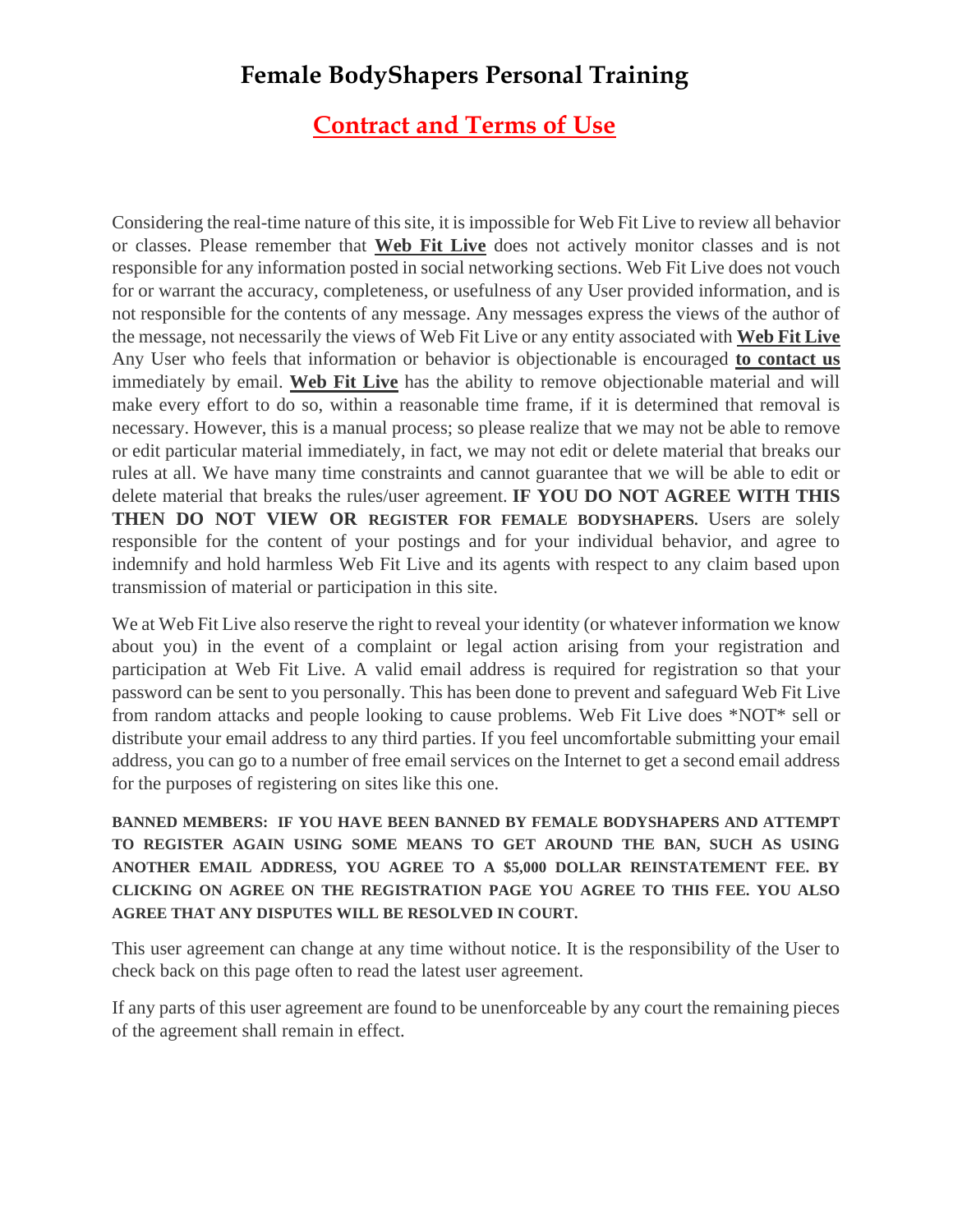# Female BodyShapers Personal Training

## Contract and Terms of Use

Considering the real-time nature of this site, it is impossible for Web Fit Live to review all behavior or classes. Please remember that **Web Fit Live** does not actively monitor classes and is not responsible for any information posted in social networking sections. Web Fit Live does not vouch for or warrant the accuracy, completeness, or usefulness of any User provided information, and is not responsible for the contents of any message. Any messages express the views of the author of the message, not necessarily the views of Web Fit Live or any entity associated with **Web Fit Live** Any User who feels that information or behavior is objectionable is encouraged **to contact us** immediately by email. **Web Fit Live** has the ability to remove objectionable material and will make every effort to do so, within a reasonable time frame, if it is determined that removal is necessary. However, this is a manual process; so please realize that we may not be able to remove or edit particular material immediately, in fact, we may not edit or delete material that breaks our rules at all. We have many time constraints and cannot guarantee that we will be able to edit or delete material that breaks the rules/user agreement. **IF YOU DO NOT AGREE WITH THIS THEN DO NOT VIEW OR REGISTER FOR FEMALE BODYSHAPERS.** Users are solely responsible for the content of your postings and for your individual behavior, and agree to indemnify and hold harmless Web Fit Live and its agents with respect to any claim based upon transmission of material or participation in this site.

We at Web Fit Live also reserve the right to reveal your identity (or whatever information we know about you) in the event of a complaint or legal action arising from your registration and participation at Web Fit Live. A valid email address is required for registration so that your password can be sent to you personally. This has been done to prevent and safeguard Web Fit Live from random attacks and people looking to cause problems. Web Fit Live does *NOT* sell or distribute your email address to any third parties. If you feel uncomfortable submitting your email address, you can go to a number of free email services on the Internet to get a second email address for the purposes of registering on sites like this one.

**BANNED MEMBERS: IF YOU HAVE BEEN BANNED BY FEMALE BODYSHAPERS AND ATTEMPT TO REGISTER AGAIN USING SOME MEANS TO GET AROUND THE BAN, SUCH AS USING ANOTHER EMAIL ADDRESS, YOU AGREE TO A $5,000 DOLLAR REINSTATEMENT FEE. BY CLICKING ON AGREE ON THE REGISTRATION PAGE YOU AGREE TO THIS FEE. YOU ALSO AGREE THAT ANY DISPUTES WILL BE RESOLVED IN COURT.**

This user agreement can change at any time without notice. It is the responsibility of the User to check back on this page often to read the latest user agreement.

If any parts of this user agreement are found to be unenforceable by any court the remaining pieces of the agreement shall remain in effect.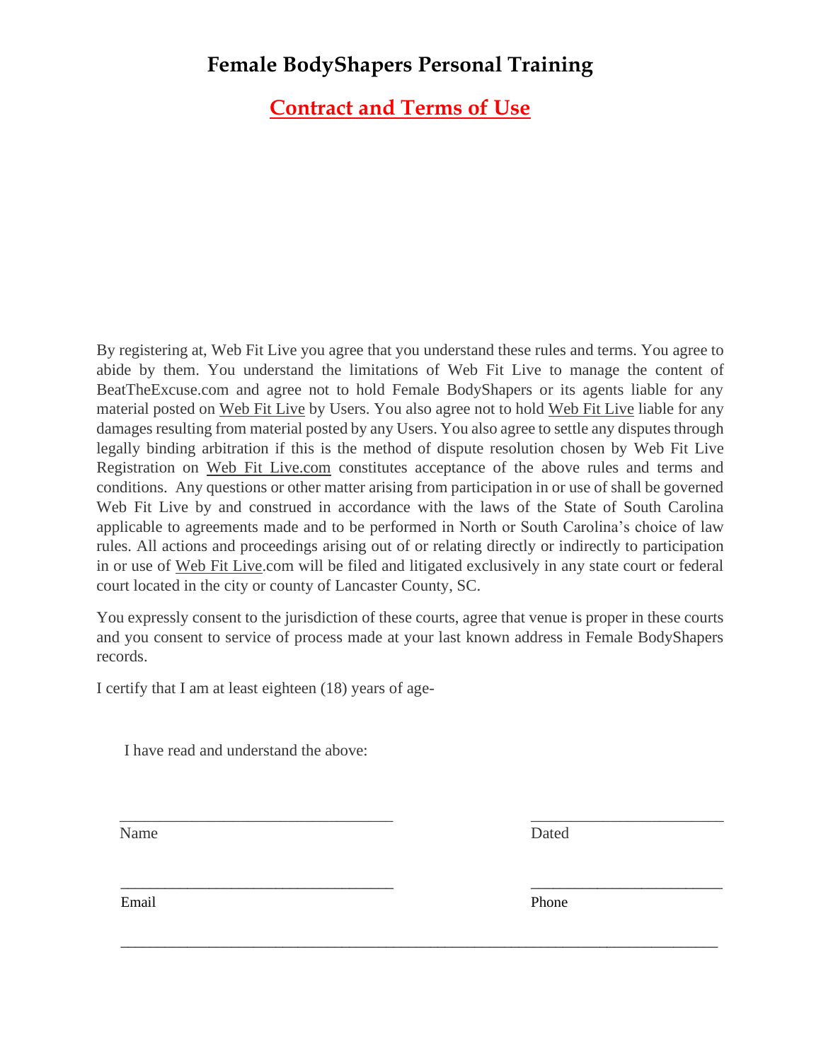# Female BodyShapers Personal Training

## Contract and Terms of Use

By registering at, Web Fit Live you agree that you understand these rules and terms. You agree to abide by them. You understand the limitations of Web Fit Live to manage the content of BeatTheExcuse.com and agree not to hold Female BodyShapers or its agents liable for any material posted on Web Fit Live by Users. You also agree not to hold Web Fit Live liable for any damages resulting from material posted by any Users. You also agree to settle any disputes through legally binding arbitration if this is the method of dispute resolution chosen by Web Fit Live Registration on Web Fit Live.com constitutes acceptance of the above rules and terms and conditions. Any questions or other matter arising from participation in or use of shall be governed Web Fit Live by and construed in accordance with the laws of the State of South Carolina applicable to agreements made and to be performed in North or South Carolina's choice of law rules. All actions and proceedings arising out of or relating directly or indirectly to participation in or use of Web Fit Live.com will be filed and litigated exclusively in any state court or federal court located in the city or county of Lancaster County, SC.

You expressly consent to the jurisdiction of these courts, agree that venue is proper in these courts and you consent to service of process made at your last known address in Female BodyShapers records.

I certify that I am at least eighteen (18) years of age-

I have read and understand the above:

| | |
|---|---|
| ___________________________________ | ________________________ |
| Name | Dated |
| ___________________________________ | ________________________ |
| Email | Phone |

_____________________________________________________________________________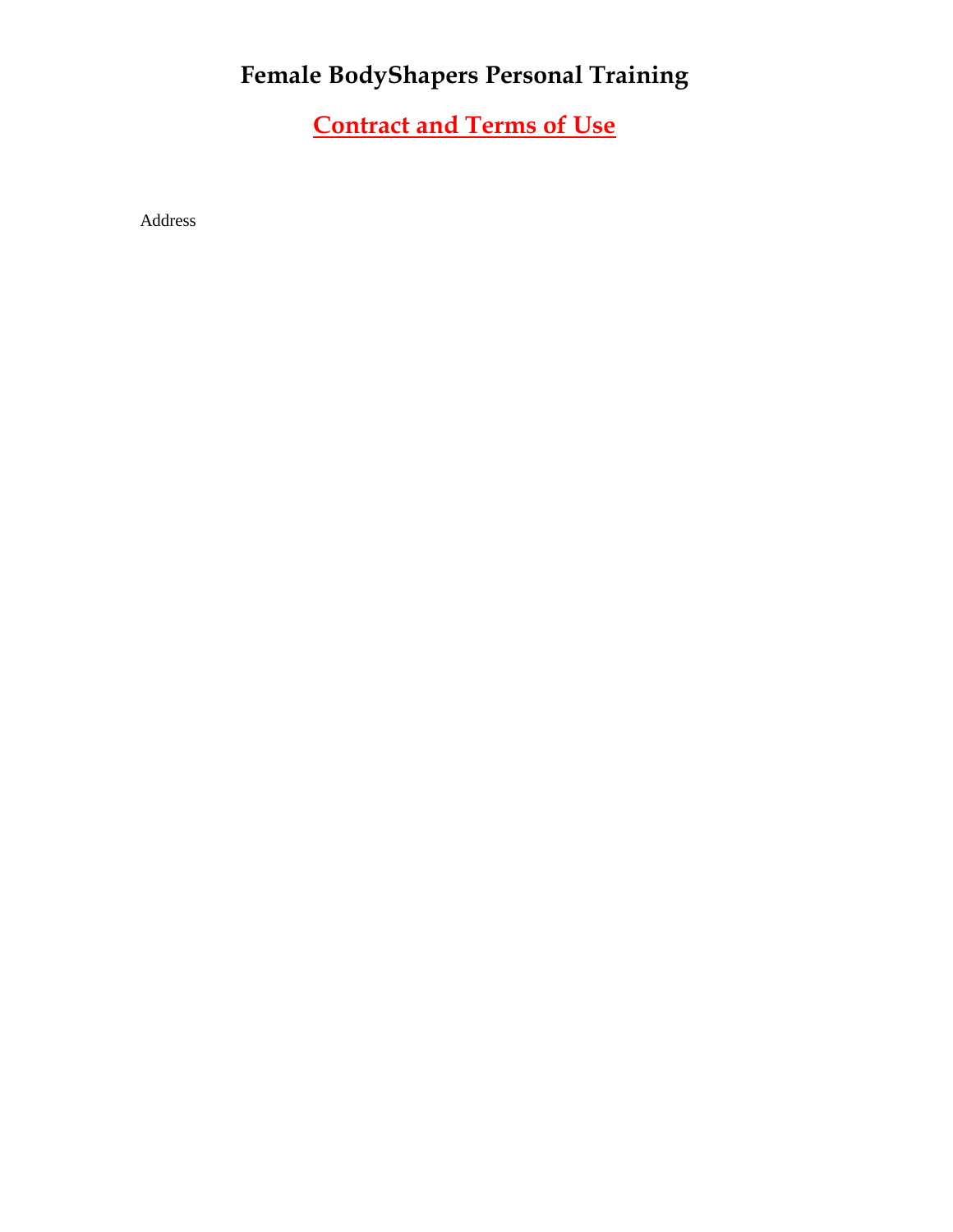# Female BodyShapers Personal Training

## <u>Contract and Terms of Use</u>

Address